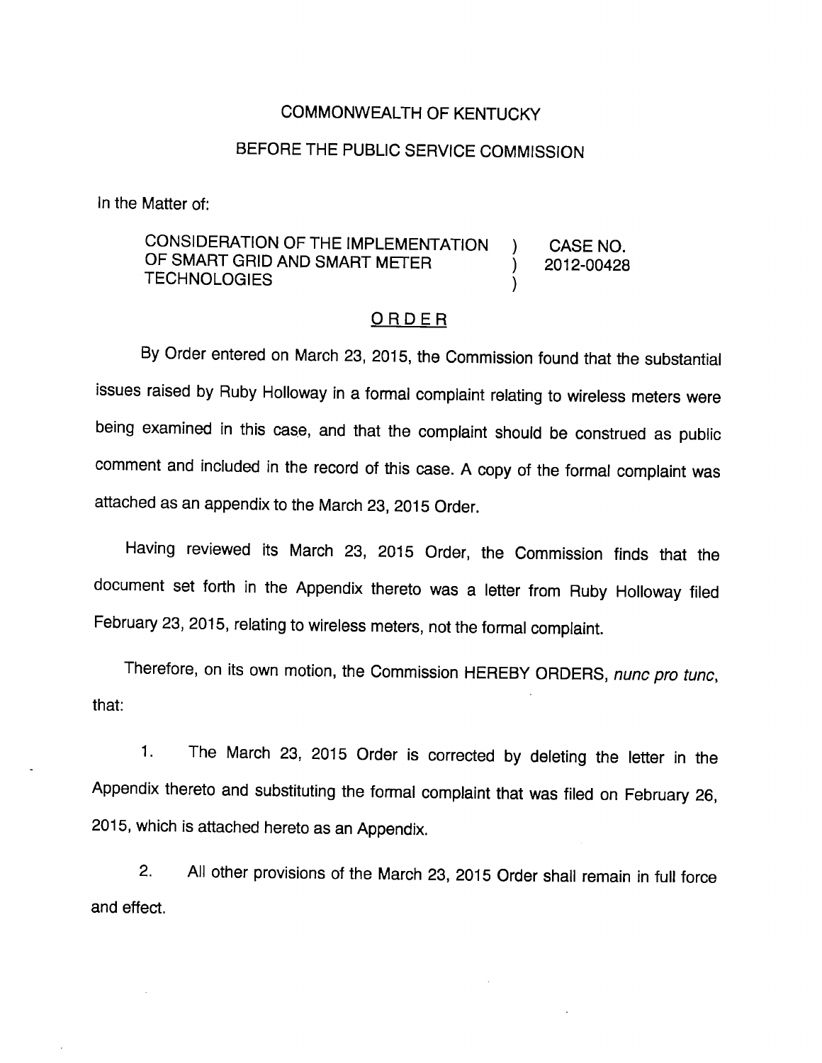COMMONWEALTH OF KENTUCKY

BEFORE THE PUBLIC SERVICE COMMISSION

In the Matter of:

| | | |
|---|---|---|
| CONSIDERATION OF THE IMPLEMENTATION OF SMART GRID AND SMART METER TECHNOLOGIES | ) ) ) | CASE NO. 2012-00428 |

## ORDER

By Order entered on March 23, 2015, the Commission found that the substantial issues raised by Ruby Holloway in a formal complaint relating to wireless meters were being examined in this case, and that the complaint should be construed as public comment and included in the record of this case. A copy of the formal complaint was attached as an appendix to the March 23, 2015 Order.

Having reviewed its March 23, 2015 Order, the Commission finds that the document set forth in the Appendix thereto was a letter from Ruby Holloway filed February 23, 2015, relating to wireless meters, not the formal complaint.

Therefore, on its own motion, the Commission HEREBY ORDERS, *nunc pro tunc*, that:

1. The March 23, 2015 Order is corrected by deleting the letter in the Appendix thereto and substituting the formal complaint that was filed on February 26, 2015, which is attached hereto as an Appendix.

2. All other provisions of the March 23, 2015 Order shall remain in full force and effect.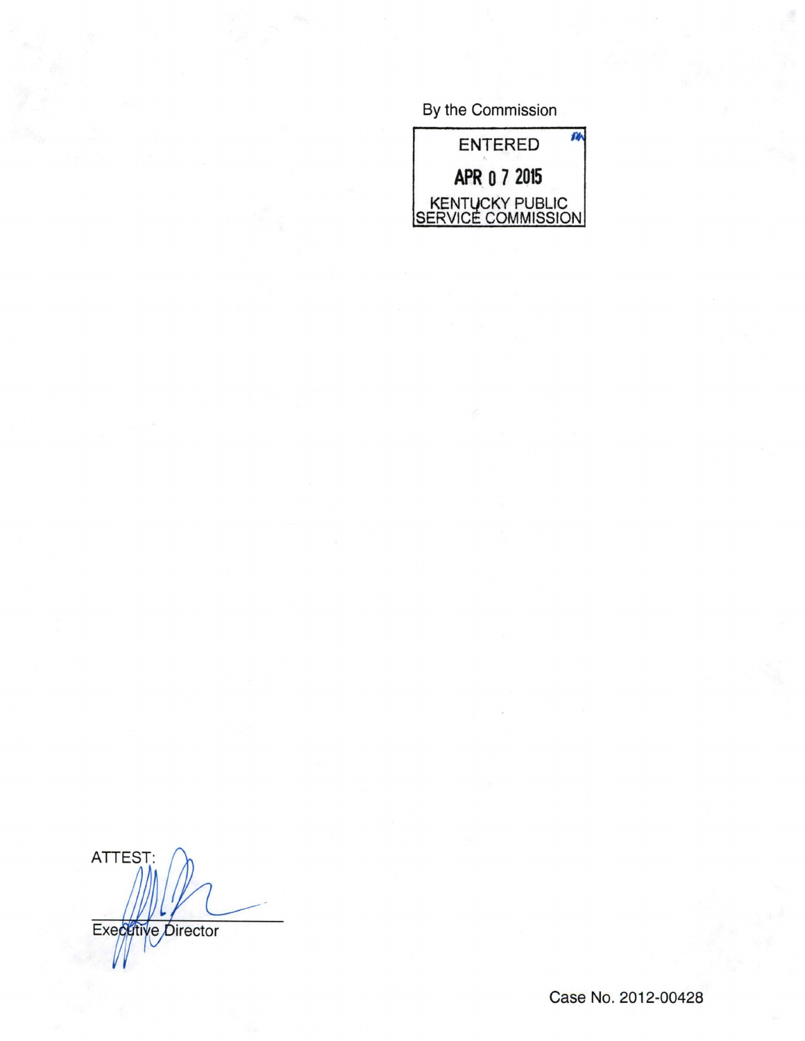By the Commission

ENTERED

APR 07 2015

KENTUCKY PUBLIC SERVICE COMMISSION

ATTEST:

Executive Director

Case No. 2012-00428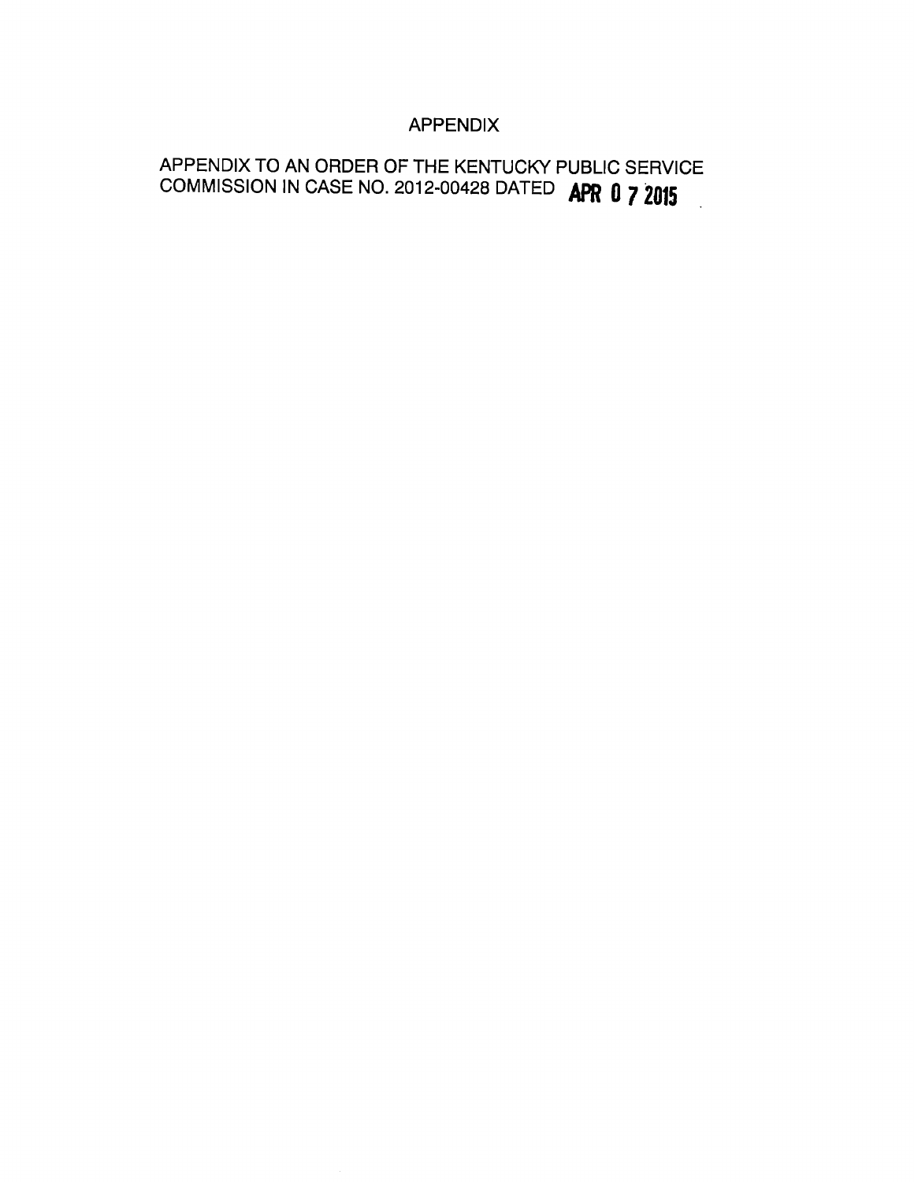# APPENDIX

APPENDIX TO AN ORDER OF THE KENTUCKY PUBLIC SERVICE COMMISSION IN CASE NO. 2012-00428 DATED **APR 0 7 2015**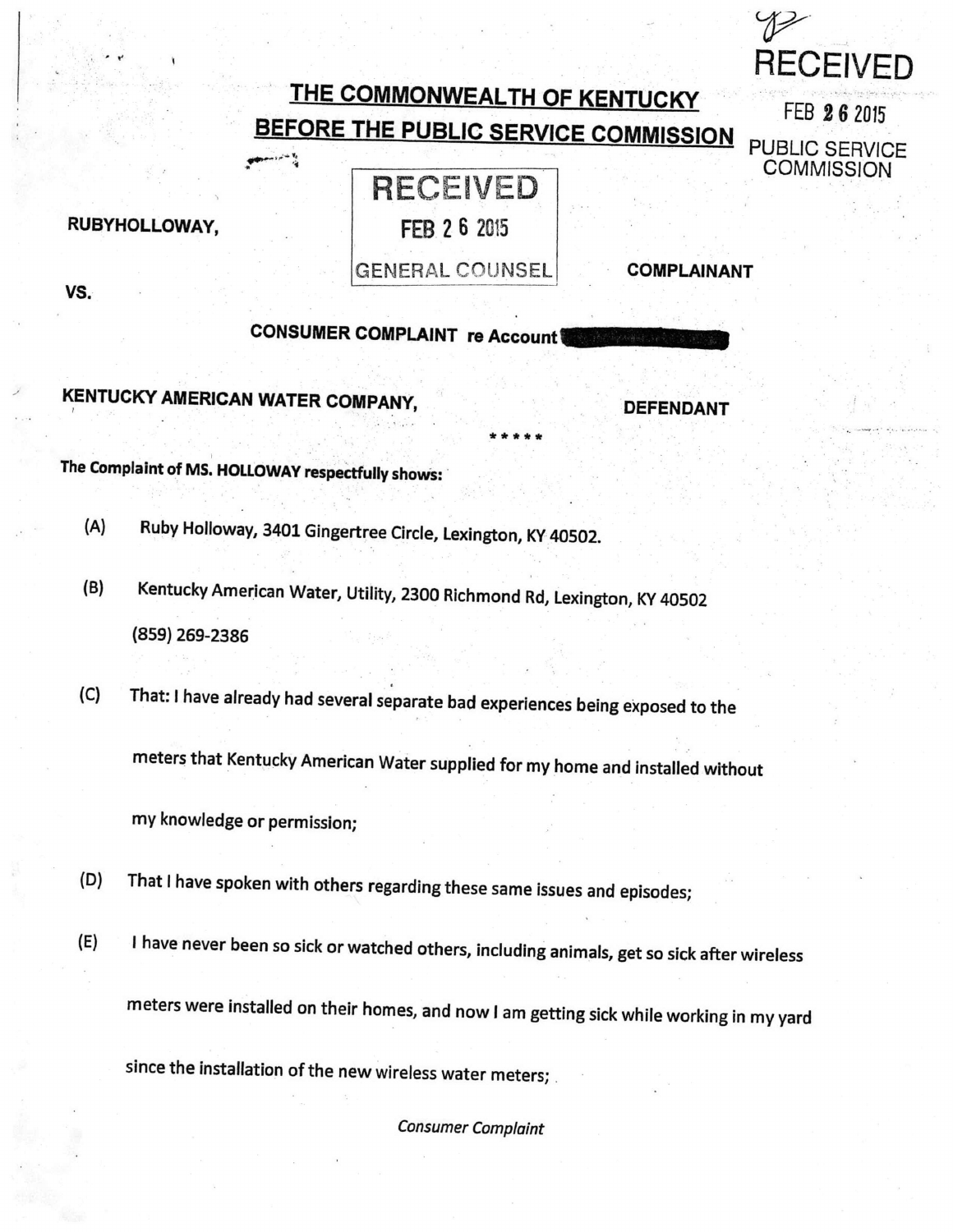RECEIVED

FEB 26 2015

PUBLIC SERVICE COMMISSION

## THE COMMONWEALTH OF KENTUCKY

## BEFORE THE PUBLIC SERVICE COMMISSION

RECEIVED

FEB 26 2015

GENERAL COUNSEL

**RUBYHOLLOWAY,** **COMPLAINANT**

**VS.**

**CONSUMER COMPLAINT re Account** [redacted]

**KENTUCKY AMERICAN WATER COMPANY,** **DEFENDANT**

*****

**The Complaint of MS. HOLLOWAY respectfully shows:**

(A) Ruby Holloway, 3401 Gingertree Circle, Lexington, KY 40502.

(B) Kentucky American Water, Utility, 2300 Richmond Rd, Lexington, KY 40502 (859) 269-2386

(C) That: I have already had several separate bad experiences being exposed to the meters that Kentucky American Water supplied for my home and installed without my knowledge or permission;

(D) That I have spoken with others regarding these same issues and episodes;

(E) I have never been so sick or watched others, including animals, get so sick after wireless meters were installed on their homes, and now I am getting sick while working in my yard since the installation of the new wireless water meters;

*Consumer Complaint*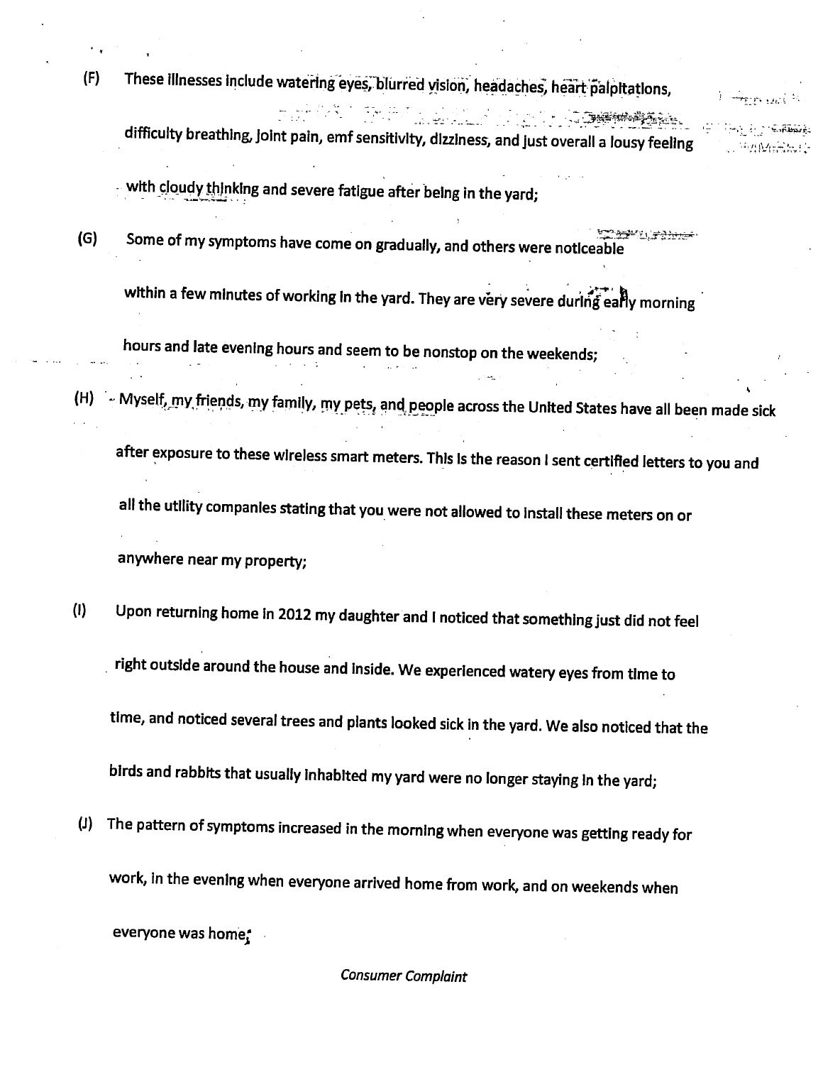(F) These illnesses include watering eyes, blurred vision, headaches, heart palpitations, difficulty breathing, joint pain, emf sensitivity, dizziness, and just overall a lousy feeling with cloudy thinking and severe fatigue after being in the yard;

(G) Some of my symptoms have come on gradually, and others were noticeable within a few minutes of working in the yard. They are very severe during early morning hours and late evening hours and seem to be nonstop on the weekends;

(H) Myself, my friends, my family, my pets, and people across the United States have all been made sick after exposure to these wireless smart meters. This is the reason I sent certified letters to you and all the utility companies stating that you were not allowed to install these meters on or anywhere near my property;

(I) Upon returning home in 2012 my daughter and I noticed that something just did not feel right outside around the house and inside. We experienced watery eyes from time to time, and noticed several trees and plants looked sick in the yard. We also noticed that the birds and rabbits that usually inhabited my yard were no longer staying in the yard;

(J) The pattern of symptoms increased in the morning when everyone was getting ready for work, in the evening when everyone arrived home from work, and on weekends when everyone was home;

*Consumer Complaint*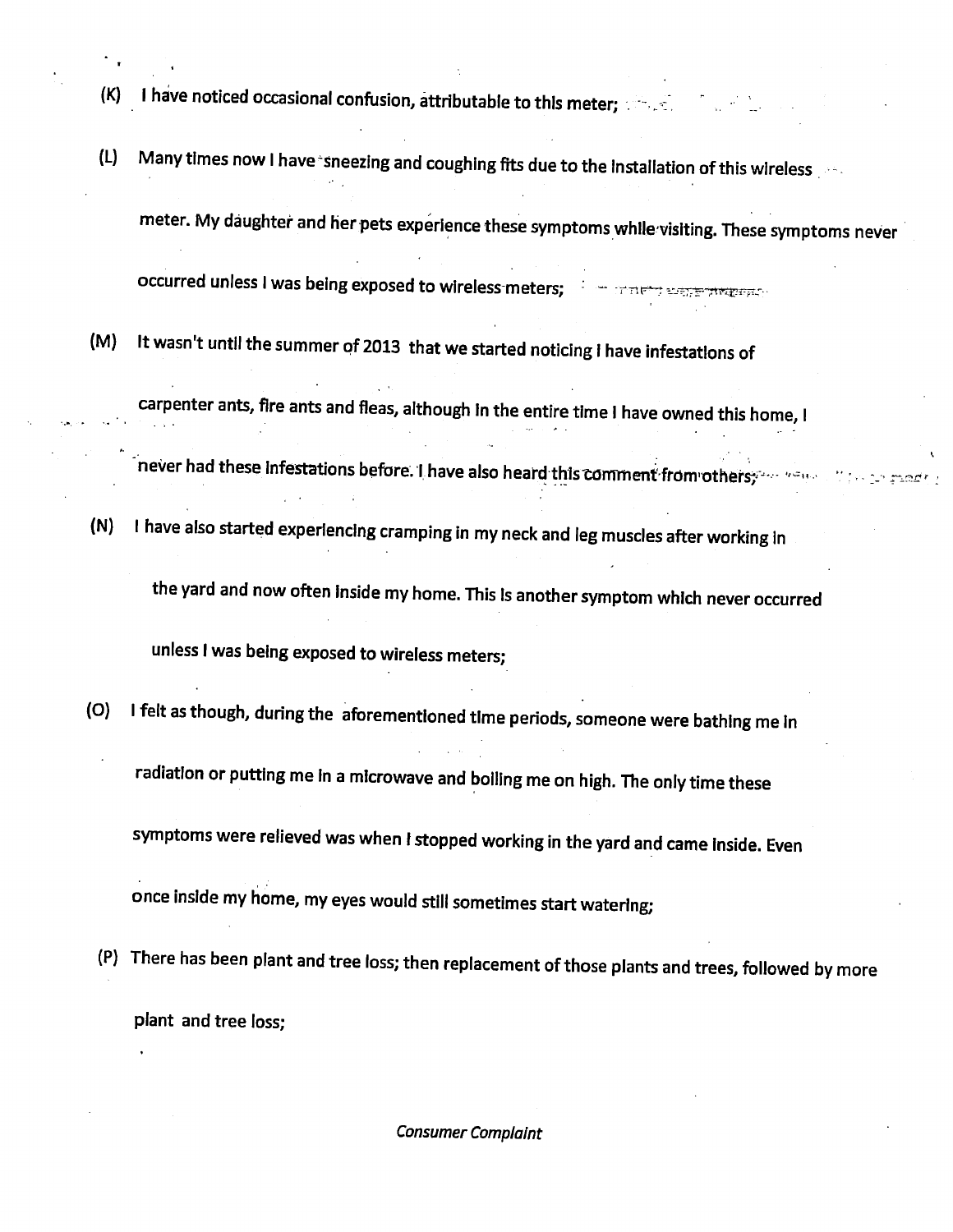(K) I have noticed occasional confusion, attributable to this meter;

(L) Many times now I have sneezing and coughing fits due to the installation of this wireless meter. My daughter and her pets experience these symptoms while visiting. These symptoms never occurred unless I was being exposed to wireless meters;

(M) It wasn't until the summer of 2013 that we started noticing I have infestations of carpenter ants, fire ants and fleas, although in the entire time I have owned this home, I never had these infestations before. I have also heard this comment from others;

(N) I have also started experiencing cramping in my neck and leg muscles after working in the yard and now often inside my home. This is another symptom which never occurred unless I was being exposed to wireless meters;

(O) I felt as though, during the aforementioned time periods, someone were bathing me in radiation or putting me in a microwave and boiling me on high. The only time these symptoms were relieved was when I stopped working in the yard and came inside. Even once inside my home, my eyes would still sometimes start watering;

(P) There has been plant and tree loss; then replacement of those plants and trees, followed by more plant and tree loss;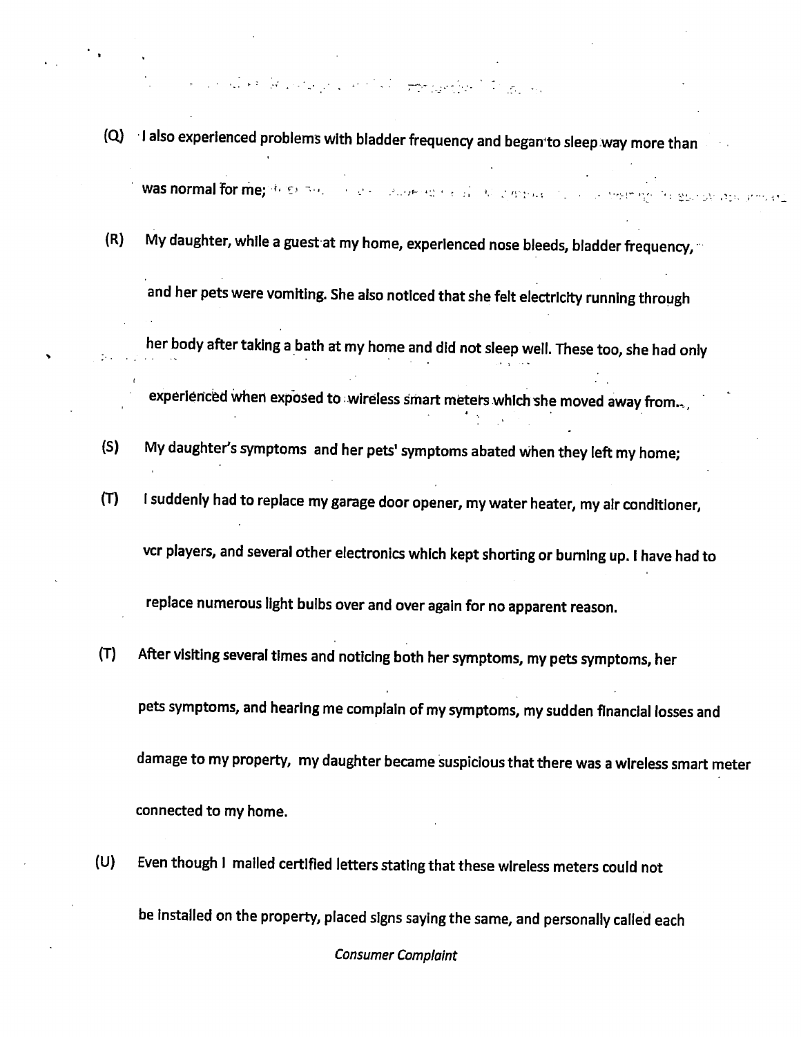(Q) I also experienced problems with bladder frequency and began to sleep way more than was normal for me;

(R) My daughter, while a guest at my home, experienced nose bleeds, bladder frequency, and her pets were vomiting. She also noticed that she felt electricity running through her body after taking a bath at my home and did not sleep well. These too, she had only experienced when exposed to wireless smart meters which she moved away from.,

(S) My daughter's symptoms and her pets' symptoms abated when they left my home;

(T) I suddenly had to replace my garage door opener, my water heater, my air conditioner, vcr players, and several other electronics which kept shorting or burning up. I have had to replace numerous light bulbs over and over again for no apparent reason.

(T) After visiting several times and noticing both her symptoms, my pets symptoms, her pets symptoms, and hearing me complain of my symptoms, my sudden financial losses and damage to my property, my daughter became suspicious that there was a wireless smart meter connected to my home.

(U) Even though I mailed certified letters stating that these wireless meters could not be installed on the property, placed signs saying the same, and personally called each

*Consumer Complaint*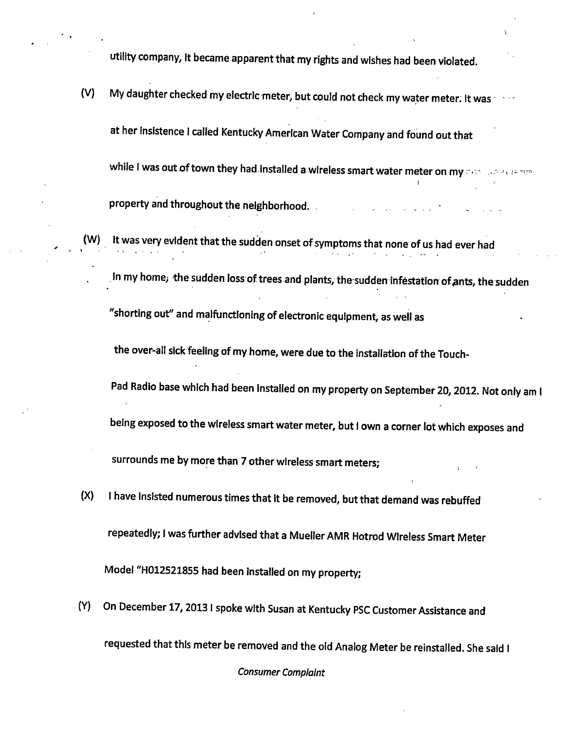utility company, it became apparent that my rights and wishes had been violated.

(V) My daughter checked my electric meter, but could not check my water meter. It was at her insistence I called Kentucky American Water Company and found out that while I was out of town they had installed a wireless smart water meter on my property and throughout the neighborhood.

(W) It was very evident that the sudden onset of symptoms that none of us had ever had in my home, the sudden loss of trees and plants, the sudden infestation of ants, the sudden "shorting out" and malfunctioning of electronic equipment, as well as the over-all sick feeling of my home, were due to the installation of the Touch-Pad Radio base which had been installed on my property on September 20, 2012. Not only am I being exposed to the wireless smart water meter, but I own a corner lot which exposes and surrounds me by more than 7 other wireless smart meters;

(X) I have insisted numerous times that it be removed, but that demand was rebuffed repeatedly; I was further advised that a Mueller AMR Hotrod Wireless Smart Meter Model "H012521855 had been installed on my property;

(Y) On December 17, 2013 I spoke with Susan at Kentucky PSC Customer Assistance and requested that this meter be removed and the old Analog Meter be reinstalled. She said I

*Consumer Complaint*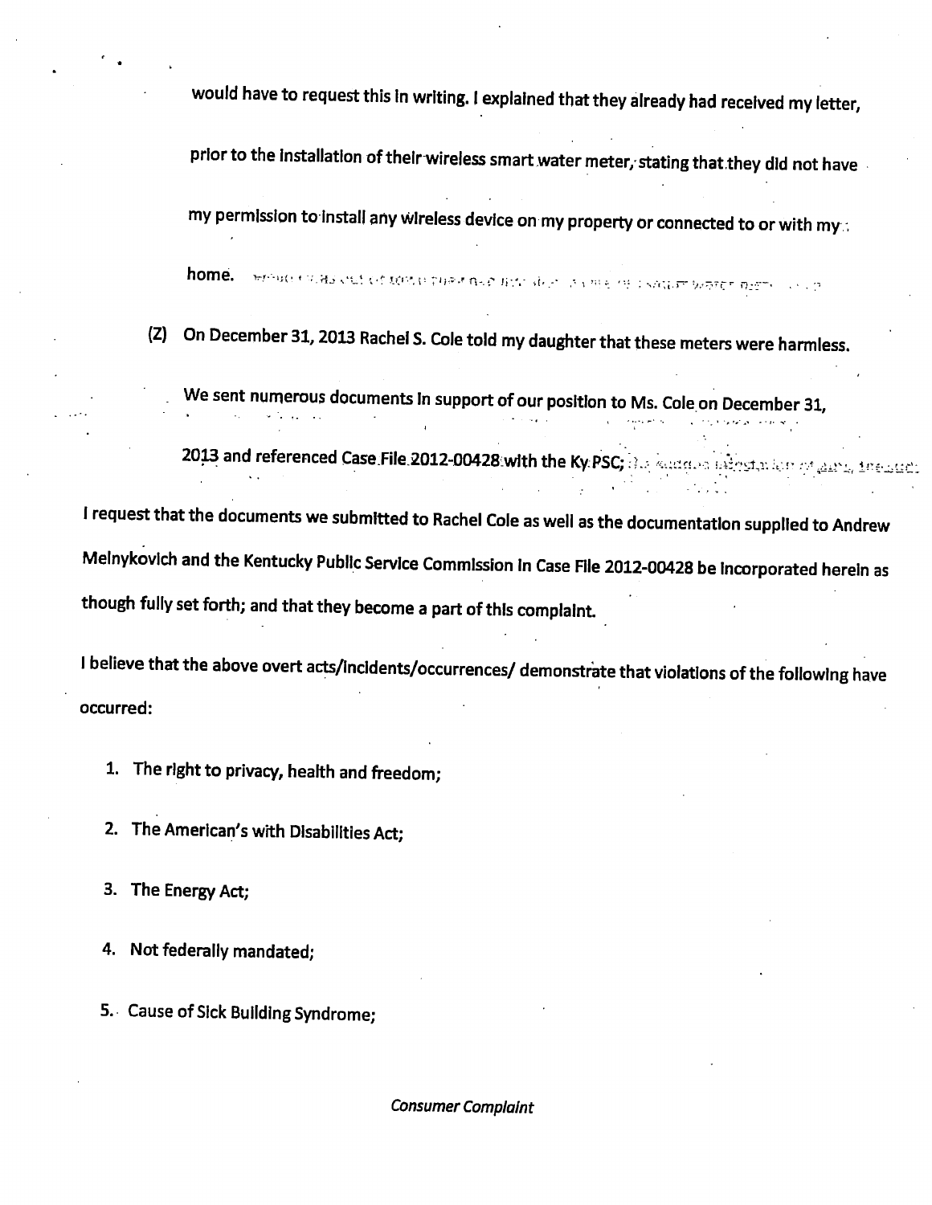would have to request this in writing. I explained that they already had received my letter, prior to the installation of their wireless smart water meter, stating that they did not have my permission to install any wireless device on my property or connected to or with my home.

(Z) On December 31, 2013 Rachel S. Cole told my daughter that these meters were harmless. We sent numerous documents in support of our position to Ms. Cole on December 31, 2013 and referenced Case File 2012-00428 with the Ky PSC;

I request that the documents we submitted to Rachel Cole as well as the documentation supplied to Andrew Melnykovich and the Kentucky Public Service Commission in Case File 2012-00428 be incorporated herein as though fully set forth; and that they become a part of this complaint.

I believe that the above overt acts/incidents/occurrences/ demonstrate that violations of the following have occurred:

1. The right to privacy, health and freedom;
2. The American's with Disabilities Act;
3. The Energy Act;
4. Not federally mandated;
5. Cause of Sick Building Syndrome;

*Consumer Complaint*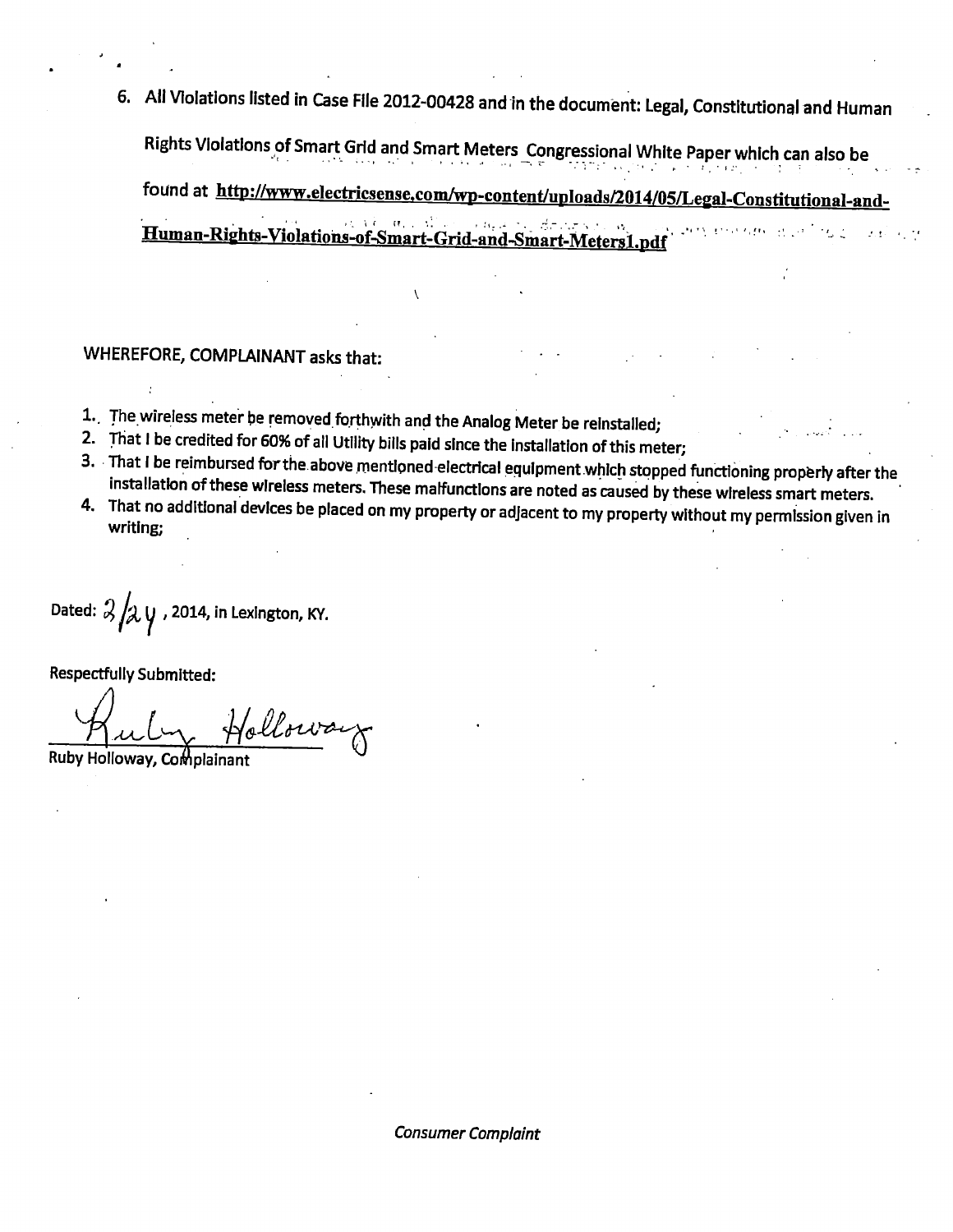6. All Violations listed in Case File 2012-00428 and in the document: Legal, Constitutional and Human Rights Violations of Smart Grid and Smart Meters Congressional White Paper which can also be found at **http://www.electricsense.com/wp-content/uploads/2014/05/Legal-Constitutional-and-Human-Rights-Violations-of-Smart-Grid-and-Smart-Meters1.pdf**

WHEREFORE, COMPLAINANT asks that:

1. The wireless meter be removed forthwith and the Analog Meter be reinstalled;
2. That I be credited for 60% of all Utility bills paid since the installation of this meter;
3. That I be reimbursed for the above mentioned electrical equipment which stopped functioning properly after the installation of these wireless meters. These malfunctions are noted as caused by these wireless smart meters.
4. That no additional devices be placed on my property or adjacent to my property without my permission given in writing;

Dated: 2/24, 2014, in Lexington, KY.

Respectfully Submitted:

Ruby Holloway

Ruby Holloway, Complainant

*Consumer Complaint*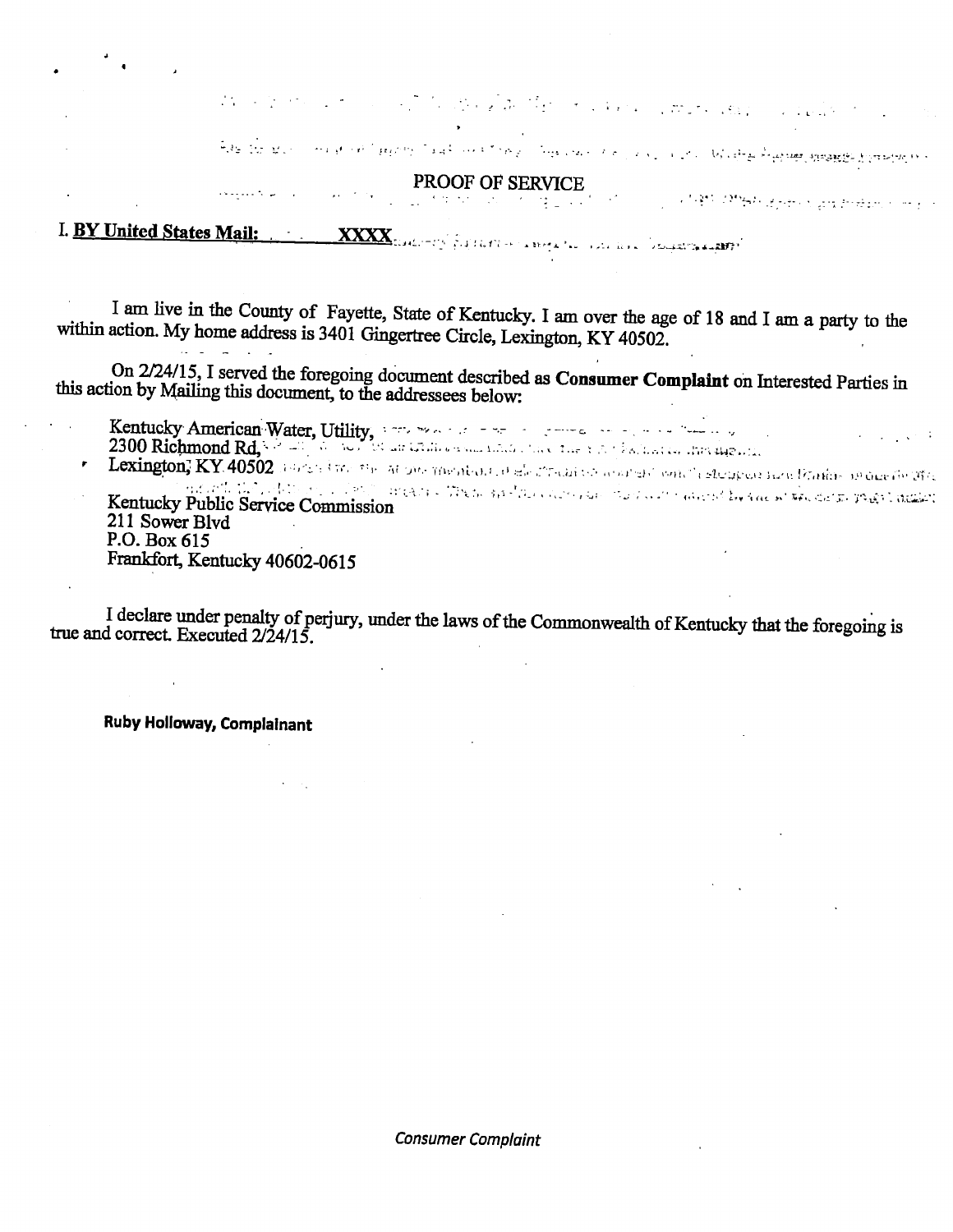# PROOF OF SERVICE

I. **BY United States Mail:** **XXXX**

I am live in the County of Fayette, State of Kentucky. I am over the age of 18 and I am a party to the within action. My home address is 3401 Gingertree Circle, Lexington, KY 40502.

On 2/24/15, I served the foregoing document described as **Consumer Complaint** on Interested Parties in this action by Mailing this document, to the addressees below:

Kentucky American Water, Utility,
2300 Richmond Rd,
Lexington, KY 40502

Kentucky Public Service Commission
211 Sower Blvd
P.O. Box 615
Frankfort, Kentucky 40602-0615

I declare under penalty of perjury, under the laws of the Commonwealth of Kentucky that the foregoing is true and correct. Executed 2/24/15.

**Ruby Holloway, Complainant**

*Consumer Complaint*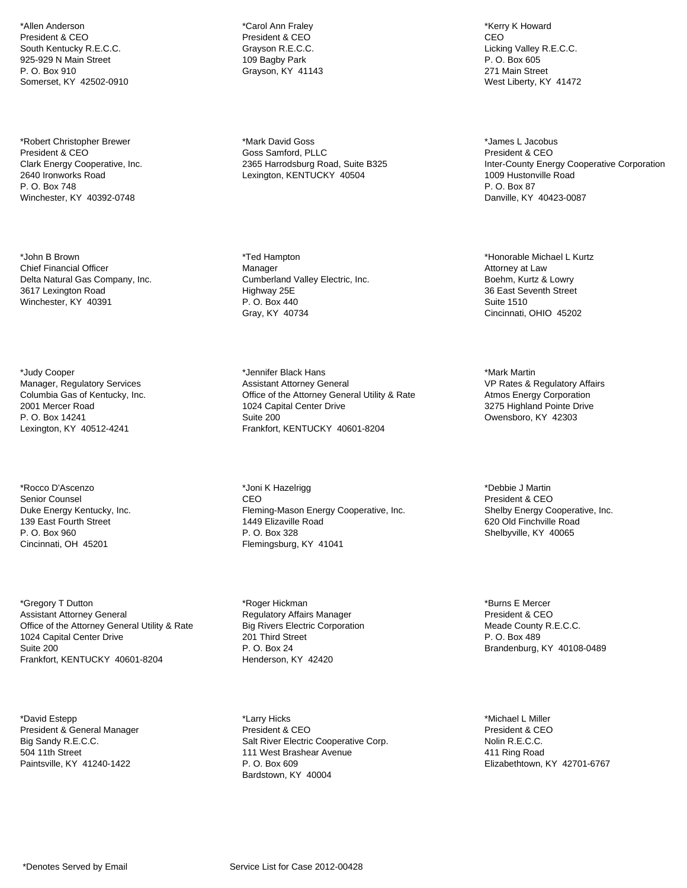*Allen Anderson
President & CEO
South Kentucky R.E.C.C.
925-929 N Main Street
P. O. Box 910
Somerset, KY 42502-0910

*Robert Christopher Brewer
President & CEO
Clark Energy Cooperative, Inc.
2640 Ironworks Road
P. O. Box 748
Winchester, KY 40392-0748

*John B Brown
Chief Financial Officer
Delta Natural Gas Company, Inc.
3617 Lexington Road
Winchester, KY 40391

*Judy Cooper
Manager, Regulatory Services
Columbia Gas of Kentucky, Inc.
2001 Mercer Road
P. O. Box 14241
Lexington, KY 40512-4241

*Rocco D'Ascenzo
Senior Counsel
Duke Energy Kentucky, Inc.
139 East Fourth Street
P. O. Box 960
Cincinnati, OH 45201

*Gregory T Dutton
Assistant Attorney General
Office of the Attorney General Utility & Rate
1024 Capital Center Drive
Suite 200
Frankfort, KENTUCKY 40601-8204

*David Estepp
President & General Manager
Big Sandy R.E.C.C.
504 11th Street
Paintsville, KY 41240-1422

*Carol Ann Fraley
President & CEO
Grayson R.E.C.C.
109 Bagby Park
Grayson, KY 41143

*Mark David Goss
Goss Samford, PLLC
2365 Harrodsburg Road, Suite B325
Lexington, KENTUCKY 40504

*Ted Hampton
Manager
Cumberland Valley Electric, Inc.
Highway 25E
P. O. Box 440
Gray, KY 40734

*Jennifer Black Hans
Assistant Attorney General
Office of the Attorney General Utility & Rate
1024 Capital Center Drive
Suite 200
Frankfort, KENTUCKY 40601-8204

*Joni K Hazelrigg
CEO
Fleming-Mason Energy Cooperative, Inc.
1449 Elizaville Road
P. O. Box 328
Flemingsburg, KY 41041

*Roger Hickman
Regulatory Affairs Manager
Big Rivers Electric Corporation
201 Third Street
P. O. Box 24
Henderson, KY 42420

*Larry Hicks
President & CEO
Salt River Electric Cooperative Corp.
111 West Brashear Avenue
P. O. Box 609
Bardstown, KY 40004

*Kerry K Howard
CEO
Licking Valley R.E.C.C.
P. O. Box 605
271 Main Street
West Liberty, KY 41472

*James L Jacobus
President & CEO
Inter-County Energy Cooperative Corporation
1009 Hustonville Road
P. O. Box 87
Danville, KY 40423-0087

*Honorable Michael L Kurtz
Attorney at Law
Boehm, Kurtz & Lowry
36 East Seventh Street
Suite 1510
Cincinnati, OHIO 45202

*Mark Martin
VP Rates & Regulatory Affairs
Atmos Energy Corporation
3275 Highland Pointe Drive
Owensboro, KY 42303

*Debbie J Martin
President & CEO
Shelby Energy Cooperative, Inc.
620 Old Finchville Road
Shelbyville, KY 40065

*Burns E Mercer
President & CEO
Meade County R.E.C.C.
P. O. Box 489
Brandenburg, KY 40108-0489

*Michael L Miller
President & CEO
Nolin R.E.C.C.
411 Ring Road
Elizabethtown, KY 42701-6767

*Denotes Served by Email

Service List for Case 2012-00428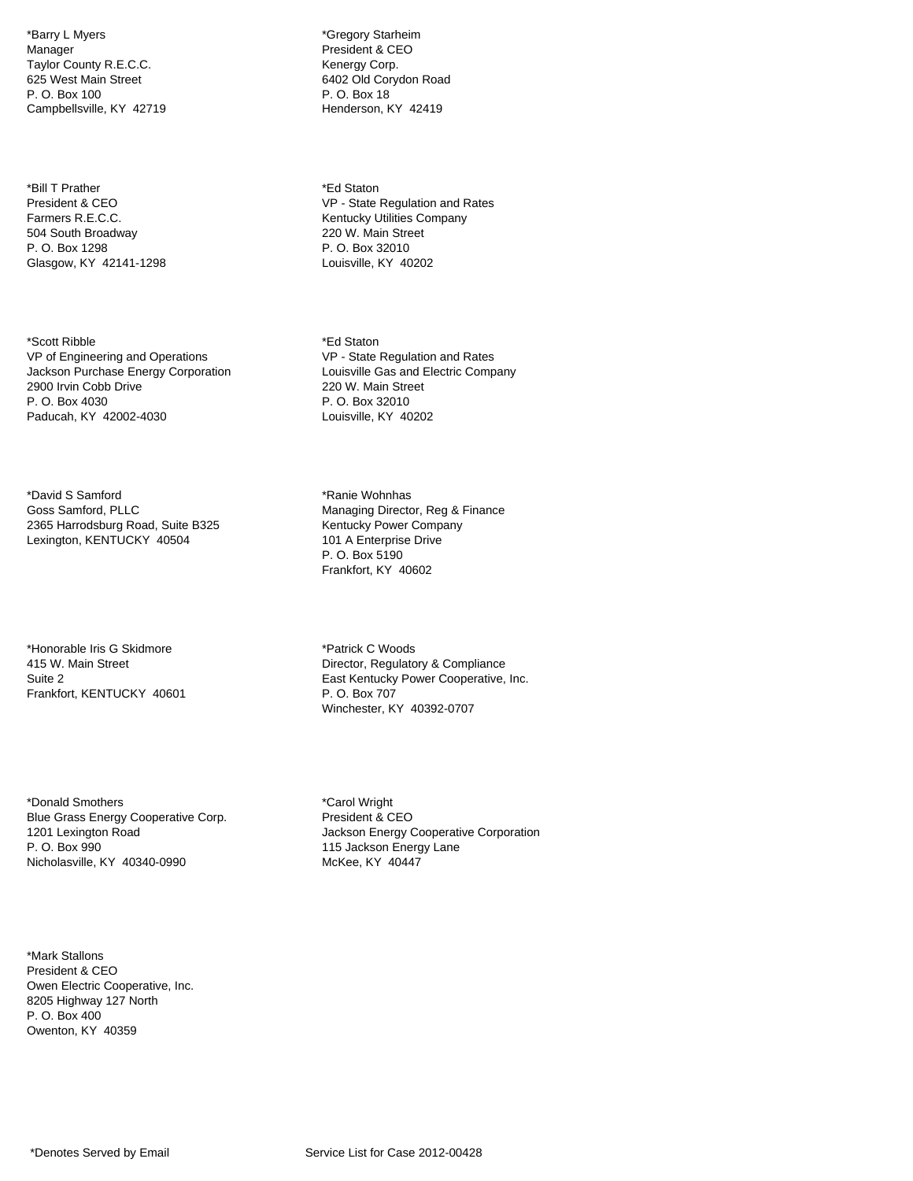*Barry L Myers
Manager
Taylor County R.E.C.C.
625 West Main Street
P. O. Box 100
Campbellsville, KY 42719

*Gregory Starheim
President & CEO
Kenergy Corp.
6402 Old Corydon Road
P. O. Box 18
Henderson, KY 42419

*Bill T Prather
President & CEO
Farmers R.E.C.C.
504 South Broadway
P. O. Box 1298
Glasgow, KY 42141-1298

*Ed Staton
VP - State Regulation and Rates
Kentucky Utilities Company
220 W. Main Street
P. O. Box 32010
Louisville, KY 40202

*Scott Ribble
VP of Engineering and Operations
Jackson Purchase Energy Corporation
2900 Irvin Cobb Drive
P. O. Box 4030
Paducah, KY 42002-4030

*Ed Staton
VP - State Regulation and Rates
Louisville Gas and Electric Company
220 W. Main Street
P. O. Box 32010
Louisville, KY 40202

*David S Samford
Goss Samford, PLLC
2365 Harrodsburg Road, Suite B325
Lexington, KENTUCKY 40504

*Ranie Wohnhas
Managing Director, Reg & Finance
Kentucky Power Company
101 A Enterprise Drive
P. O. Box 5190
Frankfort, KY 40602

*Honorable Iris G Skidmore
415 W. Main Street
Suite 2
Frankfort, KENTUCKY 40601

*Patrick C Woods
Director, Regulatory & Compliance
East Kentucky Power Cooperative, Inc.
P. O. Box 707
Winchester, KY 40392-0707

*Donald Smothers
Blue Grass Energy Cooperative Corp.
1201 Lexington Road
P. O. Box 990
Nicholasville, KY 40340-0990

*Carol Wright
President & CEO
Jackson Energy Cooperative Corporation
115 Jackson Energy Lane
McKee, KY 40447

*Mark Stallons
President & CEO
Owen Electric Cooperative, Inc.
8205 Highway 127 North
P. O. Box 400
Owenton, KY 40359

*Denotes Served by Email

Service List for Case 2012-00428